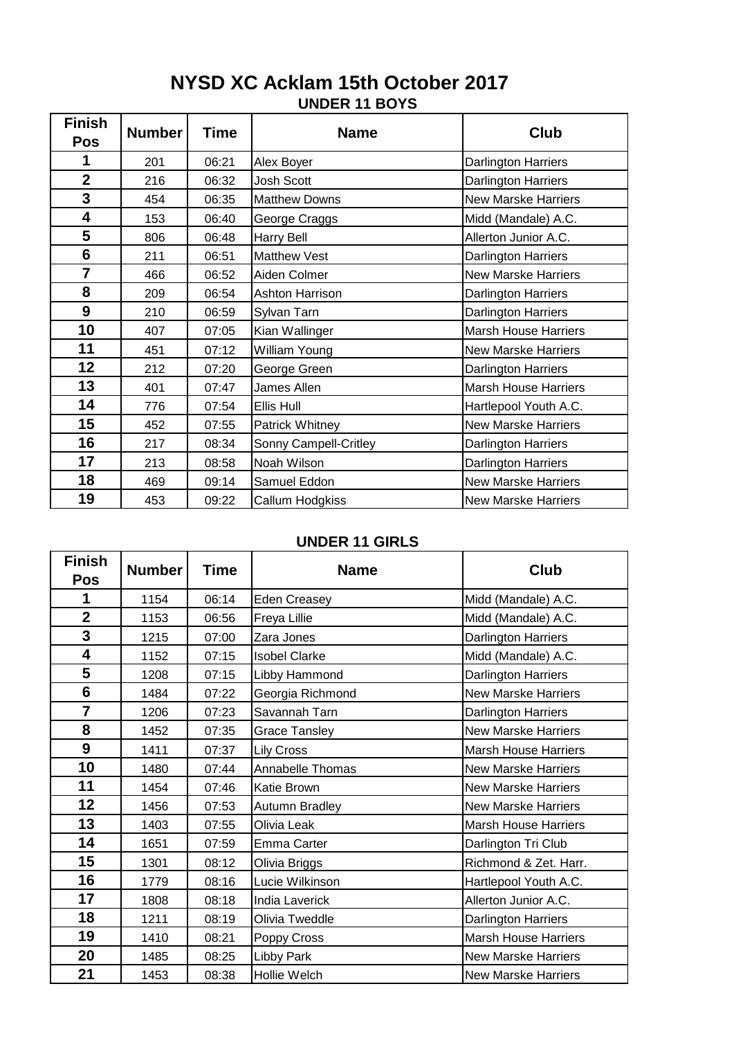# NYSD XC Acklam 15th October 2017

## UNDER 11 BOYS

| Finish Pos | Number | Time | Name | Club |
|---|---|---|---|---|
| 1 | 201 | 06:21 | Alex Boyer | Darlington Harriers |
| 2 | 216 | 06:32 | Josh Scott | Darlington Harriers |
| 3 | 454 | 06:35 | Matthew Downs | New Marske Harriers |
| 4 | 153 | 06:40 | George Craggs | Midd (Mandale) A.C. |
| 5 | 806 | 06:48 | Harry Bell | Allerton Junior A.C. |
| 6 | 211 | 06:51 | Matthew Vest | Darlington Harriers |
| 7 | 466 | 06:52 | Aiden Colmer | New Marske Harriers |
| 8 | 209 | 06:54 | Ashton Harrison | Darlington Harriers |
| 9 | 210 | 06:59 | Sylvan Tarn | Darlington Harriers |
| 10 | 407 | 07:05 | Kian Wallinger | Marsh House Harriers |
| 11 | 451 | 07:12 | William Young | New Marske Harriers |
| 12 | 212 | 07:20 | George Green | Darlington Harriers |
| 13 | 401 | 07:47 | James Allen | Marsh House Harriers |
| 14 | 776 | 07:54 | Ellis Hull | Hartlepool Youth A.C. |
| 15 | 452 | 07:55 | Patrick Whitney | New Marske Harriers |
| 16 | 217 | 08:34 | Sonny Campell-Critley | Darlington Harriers |
| 17 | 213 | 08:58 | Noah Wilson | Darlington Harriers |
| 18 | 469 | 09:14 | Samuel Eddon | New Marske Harriers |
| 19 | 453 | 09:22 | Callum Hodgkiss | New Marske Harriers |

## UNDER 11 GIRLS

| Finish Pos | Number | Time | Name | Club |
|---|---|---|---|---|
| 1 | 1154 | 06:14 | Eden Creasey | Midd (Mandale) A.C. |
| 2 | 1153 | 06:56 | Freya Lillie | Midd (Mandale) A.C. |
| 3 | 1215 | 07:00 | Zara Jones | Darlington Harriers |
| 4 | 1152 | 07:15 | Isobel Clarke | Midd (Mandale) A.C. |
| 5 | 1208 | 07:15 | Libby Hammond | Darlington Harriers |
| 6 | 1484 | 07:22 | Georgia Richmond | New Marske Harriers |
| 7 | 1206 | 07:23 | Savannah Tarn | Darlington Harriers |
| 8 | 1452 | 07:35 | Grace Tansley | New Marske Harriers |
| 9 | 1411 | 07:37 | Lily Cross | Marsh House Harriers |
| 10 | 1480 | 07:44 | Annabelle Thomas | New Marske Harriers |
| 11 | 1454 | 07:46 | Katie Brown | New Marske Harriers |
| 12 | 1456 | 07:53 | Autumn Bradley | New Marske Harriers |
| 13 | 1403 | 07:55 | Olivia Leak | Marsh House Harriers |
| 14 | 1651 | 07:59 | Emma Carter | Darlington Tri Club |
| 15 | 1301 | 08:12 | Olivia Briggs | Richmond & Zet. Harr. |
| 16 | 1779 | 08:16 | Lucie Wilkinson | Hartlepool Youth A.C. |
| 17 | 1808 | 08:18 | India Laverick | Allerton Junior A.C. |
| 18 | 1211 | 08:19 | Olivia Tweddle | Darlington Harriers |
| 19 | 1410 | 08:21 | Poppy Cross | Marsh House Harriers |
| 20 | 1485 | 08:25 | Libby Park | New Marske Harriers |
| 21 | 1453 | 08:38 | Hollie Welch | New Marske Harriers |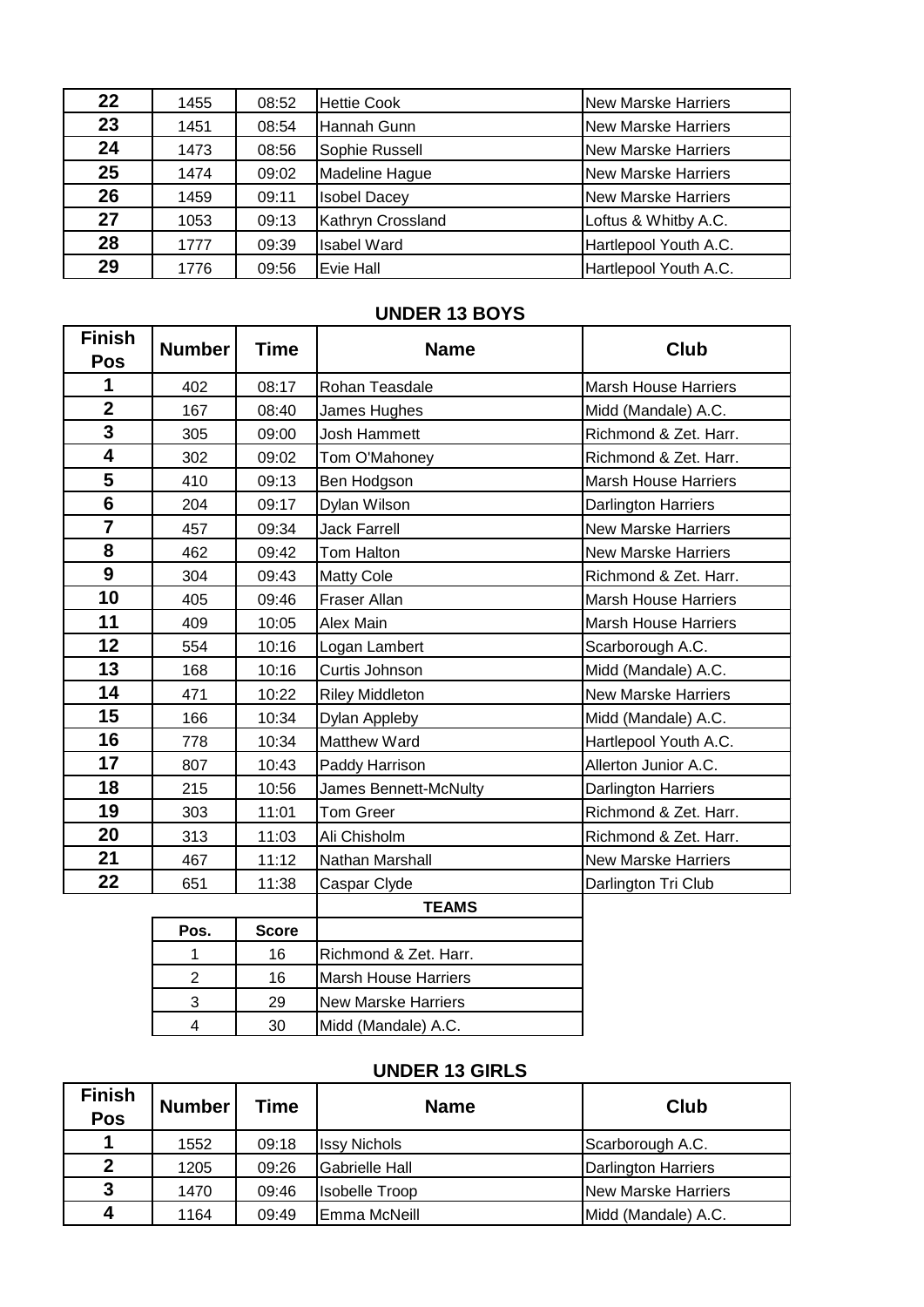| Finish Pos | Number | Time | Name | Club |
|---|---|---|---|---|
| 22 | 1455 | 08:52 | Hettie Cook | New Marske Harriers |
| 23 | 1451 | 08:54 | Hannah Gunn | New Marske Harriers |
| 24 | 1473 | 08:56 | Sophie Russell | New Marske Harriers |
| 25 | 1474 | 09:02 | Madeline Hague | New Marske Harriers |
| 26 | 1459 | 09:11 | Isobel Dacey | New Marske Harriers |
| 27 | 1053 | 09:13 | Kathryn Crossland | Loftus & Whitby A.C. |
| 28 | 1777 | 09:39 | Isabel Ward | Hartlepool Youth A.C. |
| 29 | 1776 | 09:56 | Evie Hall | Hartlepool Youth A.C. |

## UNDER 13 BOYS

| Finish Pos | Number | Time | Name | Club |
|---|---|---|---|---|
| 1 | 402 | 08:17 | Rohan Teasdale | Marsh House Harriers |
| 2 | 167 | 08:40 | James Hughes | Midd (Mandale) A.C. |
| 3 | 305 | 09:00 | Josh Hammett | Richmond & Zet. Harr. |
| 4 | 302 | 09:02 | Tom O'Mahoney | Richmond & Zet. Harr. |
| 5 | 410 | 09:13 | Ben Hodgson | Marsh House Harriers |
| 6 | 204 | 09:17 | Dylan Wilson | Darlington Harriers |
| 7 | 457 | 09:34 | Jack Farrell | New Marske Harriers |
| 8 | 462 | 09:42 | Tom Halton | New Marske Harriers |
| 9 | 304 | 09:43 | Matty Cole | Richmond & Zet. Harr. |
| 10 | 405 | 09:46 | Fraser Allan | Marsh House Harriers |
| 11 | 409 | 10:05 | Alex Main | Marsh House Harriers |
| 12 | 554 | 10:16 | Logan Lambert | Scarborough A.C. |
| 13 | 168 | 10:16 | Curtis Johnson | Midd (Mandale) A.C. |
| 14 | 471 | 10:22 | Riley Middleton | New Marske Harriers |
| 15 | 166 | 10:34 | Dylan Appleby | Midd (Mandale) A.C. |
| 16 | 778 | 10:34 | Matthew Ward | Hartlepool Youth A.C. |
| 17 | 807 | 10:43 | Paddy Harrison | Allerton Junior A.C. |
| 18 | 215 | 10:56 | James Bennett-McNulty | Darlington Harriers |
| 19 | 303 | 11:01 | Tom Greer | Richmond & Zet. Harr. |
| 20 | 313 | 11:03 | Ali Chisholm | Richmond & Zet. Harr. |
| 21 | 467 | 11:12 | Nathan Marshall | New Marske Harriers |
| 22 | 651 | 11:38 | Caspar Clyde | Darlington Tri Club |

### TEAMS

| Pos. | Score | |
|---|---|---|
| 1 | 16 | Richmond & Zet. Harr. |
| 2 | 16 | Marsh House Harriers |
| 3 | 29 | New Marske Harriers |
| 4 | 30 | Midd (Mandale) A.C. |

## UNDER 13 GIRLS

| Finish Pos | Number | Time | Name | Club |
|---|---|---|---|---|
| 1 | 1552 | 09:18 | Issy Nichols | Scarborough A.C. |
| 2 | 1205 | 09:26 | Gabrielle Hall | Darlington Harriers |
| 3 | 1470 | 09:46 | Isobelle Troop | New Marske Harriers |
| 4 | 1164 | 09:49 | Emma McNeill | Midd (Mandale) A.C. |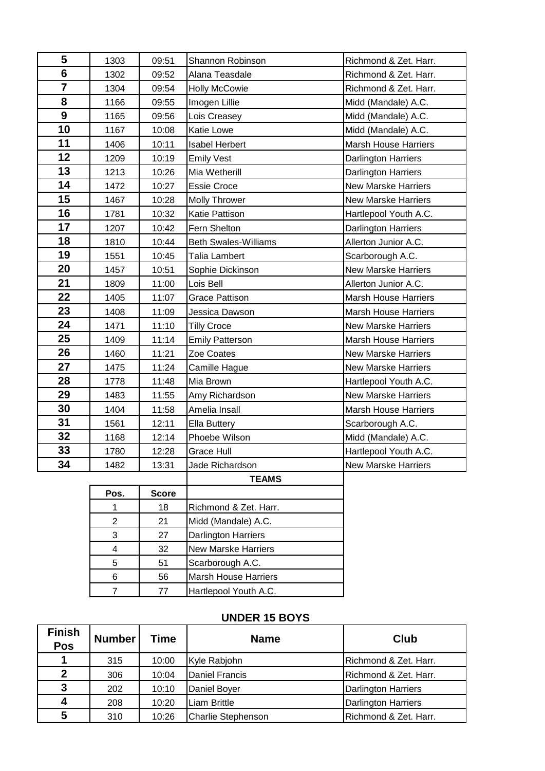| | | | | |
|---|---|---|---|---|
| **5** | 1303 | 09:51 | Shannon Robinson | Richmond & Zet. Harr. |
| **6** | 1302 | 09:52 | Alana Teasdale | Richmond & Zet. Harr. |
| **7** | 1304 | 09:54 | Holly McCowie | Richmond & Zet. Harr. |
| **8** | 1166 | 09:55 | Imogen Lillie | Midd (Mandale) A.C. |
| **9** | 1165 | 09:56 | Lois Creasey | Midd (Mandale) A.C. |
| **10** | 1167 | 10:08 | Katie Lowe | Midd (Mandale) A.C. |
| **11** | 1406 | 10:11 | Isabel Herbert | Marsh House Harriers |
| **12** | 1209 | 10:19 | Emily Vest | Darlington Harriers |
| **13** | 1213 | 10:26 | Mia Wetherill | Darlington Harriers |
| **14** | 1472 | 10:27 | Essie Croce | New Marske Harriers |
| **15** | 1467 | 10:28 | Molly Thrower | New Marske Harriers |
| **16** | 1781 | 10:32 | Katie Pattison | Hartlepool Youth A.C. |
| **17** | 1207 | 10:42 | Fern Shelton | Darlington Harriers |
| **18** | 1810 | 10:44 | Beth Swales-Williams | Allerton Junior A.C. |
| **19** | 1551 | 10:45 | Talia Lambert | Scarborough A.C. |
| **20** | 1457 | 10:51 | Sophie Dickinson | New Marske Harriers |
| **21** | 1809 | 11:00 | Lois Bell | Allerton Junior A.C. |
| **22** | 1405 | 11:07 | Grace Pattison | Marsh House Harriers |
| **23** | 1408 | 11:09 | Jessica Dawson | Marsh House Harriers |
| **24** | 1471 | 11:10 | Tilly Croce | New Marske Harriers |
| **25** | 1409 | 11:14 | Emily Patterson | Marsh House Harriers |
| **26** | 1460 | 11:21 | Zoe Coates | New Marske Harriers |
| **27** | 1475 | 11:24 | Camille Hague | New Marske Harriers |
| **28** | 1778 | 11:48 | Mia Brown | Hartlepool Youth A.C. |
| **29** | 1483 | 11:55 | Amy Richardson | New Marske Harriers |
| **30** | 1404 | 11:58 | Amelia Insall | Marsh House Harriers |
| **31** | 1561 | 12:11 | Ella Buttery | Scarborough A.C. |
| **32** | 1168 | 12:14 | Phoebe Wilson | Midd (Mandale) A.C. |
| **33** | 1780 | 12:28 | Grace Hull | Hartlepool Youth A.C. |
| **34** | 1482 | 13:31 | Jade Richardson | New Marske Harriers |

**TEAMS**

| Pos. | Score | |
|---|---|---|
| 1 | 18 | Richmond & Zet. Harr. |
| 2 | 21 | Midd (Mandale) A.C. |
| 3 | 27 | Darlington Harriers |
| 4 | 32 | New Marske Harriers |
| 5 | 51 | Scarborough A.C. |
| 6 | 56 | Marsh House Harriers |
| 7 | 77 | Hartlepool Youth A.C. |

## UNDER 15 BOYS

| Finish Pos | Number | Time | Name | Club |
|---|---|---|---|---|
| **1** | 315 | 10:00 | Kyle Rabjohn | Richmond & Zet. Harr. |
| **2** | 306 | 10:04 | Daniel Francis | Richmond & Zet. Harr. |
| **3** | 202 | 10:10 | Daniel Boyer | Darlington Harriers |
| **4** | 208 | 10:20 | Liam Brittle | Darlington Harriers |
| **5** | 310 | 10:26 | Charlie Stephenson | Richmond & Zet. Harr. |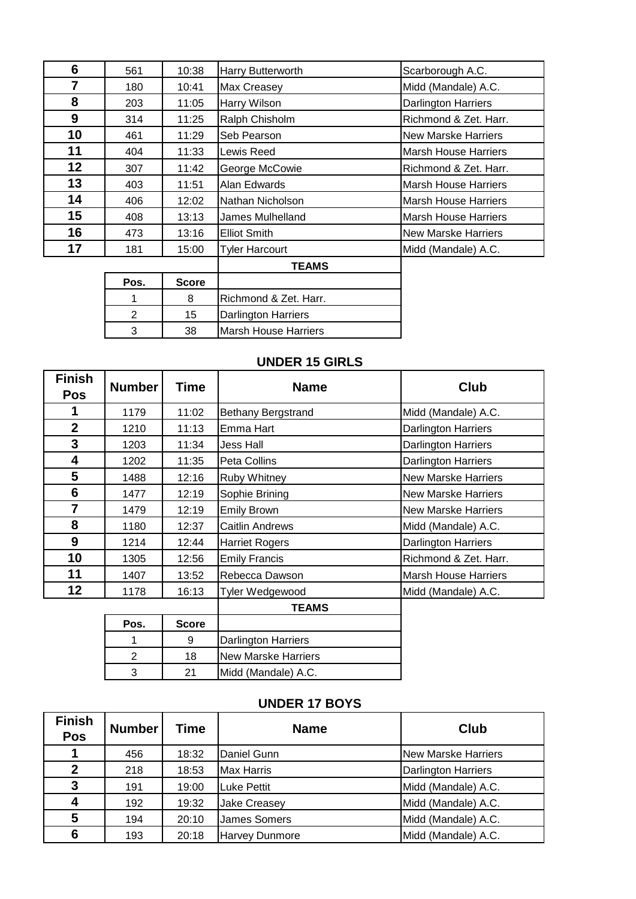| | | | | |
|---|---|---|---|---|
| **6** | 561 | 10:38 | Harry Butterworth | Scarborough A.C. |
| **7** | 180 | 10:41 | Max Creasey | Midd (Mandale) A.C. |
| **8** | 203 | 11:05 | Harry Wilson | Darlington Harriers |
| **9** | 314 | 11:25 | Ralph Chisholm | Richmond & Zet. Harr. |
| **10** | 461 | 11:29 | Seb Pearson | New Marske Harriers |
| **11** | 404 | 11:33 | Lewis Reed | Marsh House Harriers |
| **12** | 307 | 11:42 | George McCowie | Richmond & Zet. Harr. |
| **13** | 403 | 11:51 | Alan Edwards | Marsh House Harriers |
| **14** | 406 | 12:02 | Nathan Nicholson | Marsh House Harriers |
| **15** | 408 | 13:13 | James Mulhelland | Marsh House Harriers |
| **16** | 473 | 13:16 | Elliot Smith | New Marske Harriers |
| **17** | 181 | 15:00 | Tyler Harcourt | Midd (Mandale) A.C. |

**TEAMS**

| Pos. | Score | |
|---|---|---|
| 1 | 8 | Richmond & Zet. Harr. |
| 2 | 15 | Darlington Harriers |
| 3 | 38 | Marsh House Harriers |

## UNDER 15 GIRLS

| Finish Pos | Number | Time | Name | Club |
|---|---|---|---|---|
| **1** | 1179 | 11:02 | Bethany Bergstrand | Midd (Mandale) A.C. |
| **2** | 1210 | 11:13 | Emma Hart | Darlington Harriers |
| **3** | 1203 | 11:34 | Jess Hall | Darlington Harriers |
| **4** | 1202 | 11:35 | Peta Collins | Darlington Harriers |
| **5** | 1488 | 12:16 | Ruby Whitney | New Marske Harriers |
| **6** | 1477 | 12:19 | Sophie Brining | New Marske Harriers |
| **7** | 1479 | 12:19 | Emily Brown | New Marske Harriers |
| **8** | 1180 | 12:37 | Caitlin Andrews | Midd (Mandale) A.C. |
| **9** | 1214 | 12:44 | Harriet Rogers | Darlington Harriers |
| **10** | 1305 | 12:56 | Emily Francis | Richmond & Zet. Harr. |
| **11** | 1407 | 13:52 | Rebecca Dawson | Marsh House Harriers |
| **12** | 1178 | 16:13 | Tyler Wedgewood | Midd (Mandale) A.C. |

**TEAMS**

| Pos. | Score | |
|---|---|---|
| 1 | 9 | Darlington Harriers |
| 2 | 18 | New Marske Harriers |
| 3 | 21 | Midd (Mandale) A.C. |

## UNDER 17 BOYS

| Finish Pos | Number | Time | Name | Club |
|---|---|---|---|---|
| **1** | 456 | 18:32 | Daniel Gunn | New Marske Harriers |
| **2** | 218 | 18:53 | Max Harris | Darlington Harriers |
| **3** | 191 | 19:00 | Luke Pettit | Midd (Mandale) A.C. |
| **4** | 192 | 19:32 | Jake Creasey | Midd (Mandale) A.C. |
| **5** | 194 | 20:10 | James Somers | Midd (Mandale) A.C. |
| **6** | 193 | 20:18 | Harvey Dunmore | Midd (Mandale) A.C. |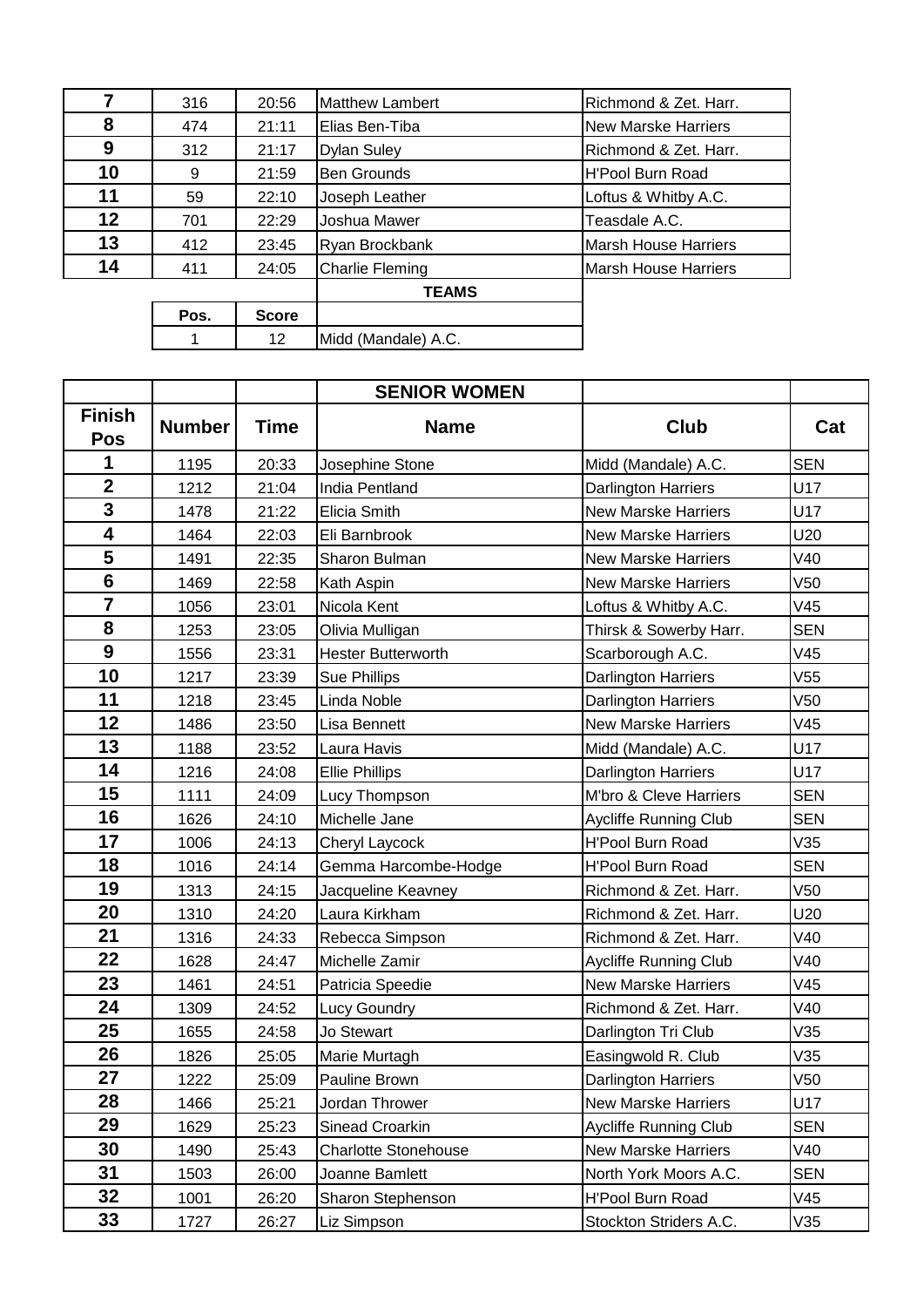| | | | | |
|---|---|---|---|---|
| 7 | 316 | 20:56 | Matthew Lambert | Richmond & Zet. Harr. |
| 8 | 474 | 21:11 | Elias Ben-Tiba | New Marske Harriers |
| 9 | 312 | 21:17 | Dylan Suley | Richmond & Zet. Harr. |
| 10 | 9 | 21:59 | Ben Grounds | H'Pool Burn Road |
| 11 | 59 | 22:10 | Joseph Leather | Loftus & Whitby A.C. |
| 12 | 701 | 22:29 | Joshua Mawer | Teasdale A.C. |
| 13 | 412 | 23:45 | Ryan Brockbank | Marsh House Harriers |
| 14 | 411 | 24:05 | Charlie Fleming | Marsh House Harriers |

| | | **TEAMS** |
|---|---|---|
| **Pos.** | **Score** | |
| 1 | 12 | Midd (Mandale) A.C. |

| | | | **SENIOR WOMEN** | | |
|---|---|---|---|---|---|
| **Finish Pos** | **Number** | **Time** | **Name** | **Club** | **Cat** |
| 1 | 1195 | 20:33 | Josephine Stone | Midd (Mandale) A.C. | SEN |
| 2 | 1212 | 21:04 | India Pentland | Darlington Harriers | U17 |
| 3 | 1478 | 21:22 | Elicia Smith | New Marske Harriers | U17 |
| 4 | 1464 | 22:03 | Eli Barnbrook | New Marske Harriers | U20 |
| 5 | 1491 | 22:35 | Sharon Bulman | New Marske Harriers | V40 |
| 6 | 1469 | 22:58 | Kath Aspin | New Marske Harriers | V50 |
| 7 | 1056 | 23:01 | Nicola Kent | Loftus & Whitby A.C. | V45 |
| 8 | 1253 | 23:05 | Olivia Mulligan | Thirsk & Sowerby Harr. | SEN |
| 9 | 1556 | 23:31 | Hester Butterworth | Scarborough A.C. | V45 |
| 10 | 1217 | 23:39 | Sue Phillips | Darlington Harriers | V55 |
| 11 | 1218 | 23:45 | Linda Noble | Darlington Harriers | V50 |
| 12 | 1486 | 23:50 | Lisa Bennett | New Marske Harriers | V45 |
| 13 | 1188 | 23:52 | Laura Havis | Midd (Mandale) A.C. | U17 |
| 14 | 1216 | 24:08 | Ellie Phillips | Darlington Harriers | U17 |
| 15 | 1111 | 24:09 | Lucy Thompson | M'bro & Cleve Harriers | SEN |
| 16 | 1626 | 24:10 | Michelle Jane | Aycliffe Running Club | SEN |
| 17 | 1006 | 24:13 | Cheryl Laycock | H'Pool Burn Road | V35 |
| 18 | 1016 | 24:14 | Gemma Harcombe-Hodge | H'Pool Burn Road | SEN |
| 19 | 1313 | 24:15 | Jacqueline Keavney | Richmond & Zet. Harr. | V50 |
| 20 | 1310 | 24:20 | Laura Kirkham | Richmond & Zet. Harr. | U20 |
| 21 | 1316 | 24:33 | Rebecca Simpson | Richmond & Zet. Harr. | V40 |
| 22 | 1628 | 24:47 | Michelle Zamir | Aycliffe Running Club | V40 |
| 23 | 1461 | 24:51 | Patricia Speedie | New Marske Harriers | V45 |
| 24 | 1309 | 24:52 | Lucy Goundry | Richmond & Zet. Harr. | V40 |
| 25 | 1655 | 24:58 | Jo Stewart | Darlington Tri Club | V35 |
| 26 | 1826 | 25:05 | Marie Murtagh | Easingwold R. Club | V35 |
| 27 | 1222 | 25:09 | Pauline Brown | Darlington Harriers | V50 |
| 28 | 1466 | 25:21 | Jordan Thrower | New Marske Harriers | U17 |
| 29 | 1629 | 25:23 | Sinead Croarkin | Aycliffe Running Club | SEN |
| 30 | 1490 | 25:43 | Charlotte Stonehouse | New Marske Harriers | V40 |
| 31 | 1503 | 26:00 | Joanne Bamlett | North York Moors A.C. | SEN |
| 32 | 1001 | 26:20 | Sharon Stephenson | H'Pool Burn Road | V45 |
| 33 | 1727 | 26:27 | Liz Simpson | Stockton Striders A.C. | V35 |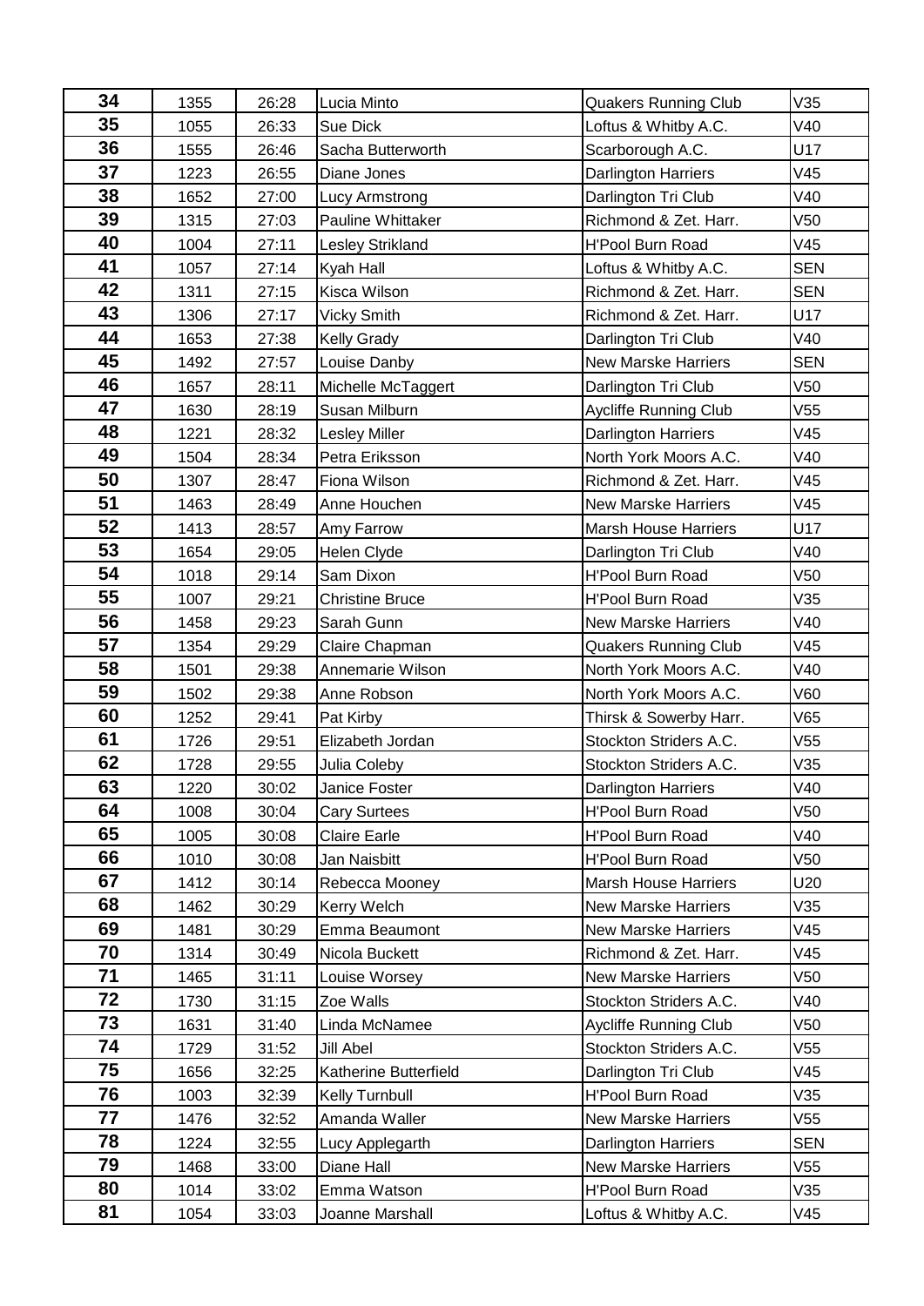| 34 | 1355 | 26:28 | Lucia Minto | Quakers Running Club | V35 |
|---|---|---|---|---|---|
| 35 | 1055 | 26:33 | Sue Dick | Loftus & Whitby A.C. | V40 |
| 36 | 1555 | 26:46 | Sacha Butterworth | Scarborough A.C. | U17 |
| 37 | 1223 | 26:55 | Diane Jones | Darlington Harriers | V45 |
| 38 | 1652 | 27:00 | Lucy Armstrong | Darlington Tri Club | V40 |
| 39 | 1315 | 27:03 | Pauline Whittaker | Richmond & Zet. Harr. | V50 |
| 40 | 1004 | 27:11 | Lesley Strikland | H'Pool Burn Road | V45 |
| 41 | 1057 | 27:14 | Kyah Hall | Loftus & Whitby A.C. | SEN |
| 42 | 1311 | 27:15 | Kisca Wilson | Richmond & Zet. Harr. | SEN |
| 43 | 1306 | 27:17 | Vicky Smith | Richmond & Zet. Harr. | U17 |
| 44 | 1653 | 27:38 | Kelly Grady | Darlington Tri Club | V40 |
| 45 | 1492 | 27:57 | Louise Danby | New Marske Harriers | SEN |
| 46 | 1657 | 28:11 | Michelle McTaggert | Darlington Tri Club | V50 |
| 47 | 1630 | 28:19 | Susan Milburn | Aycliffe Running Club | V55 |
| 48 | 1221 | 28:32 | Lesley Miller | Darlington Harriers | V45 |
| 49 | 1504 | 28:34 | Petra Eriksson | North York Moors A.C. | V40 |
| 50 | 1307 | 28:47 | Fiona Wilson | Richmond & Zet. Harr. | V45 |
| 51 | 1463 | 28:49 | Anne Houchen | New Marske Harriers | V45 |
| 52 | 1413 | 28:57 | Amy Farrow | Marsh House Harriers | U17 |
| 53 | 1654 | 29:05 | Helen Clyde | Darlington Tri Club | V40 |
| 54 | 1018 | 29:14 | Sam Dixon | H'Pool Burn Road | V50 |
| 55 | 1007 | 29:21 | Christine Bruce | H'Pool Burn Road | V35 |
| 56 | 1458 | 29:23 | Sarah Gunn | New Marske Harriers | V40 |
| 57 | 1354 | 29:29 | Claire Chapman | Quakers Running Club | V45 |
| 58 | 1501 | 29:38 | Annemarie Wilson | North York Moors A.C. | V40 |
| 59 | 1502 | 29:38 | Anne Robson | North York Moors A.C. | V60 |
| 60 | 1252 | 29:41 | Pat Kirby | Thirsk & Sowerby Harr. | V65 |
| 61 | 1726 | 29:51 | Elizabeth Jordan | Stockton Striders A.C. | V55 |
| 62 | 1728 | 29:55 | Julia Coleby | Stockton Striders A.C. | V35 |
| 63 | 1220 | 30:02 | Janice Foster | Darlington Harriers | V40 |
| 64 | 1008 | 30:04 | Cary Surtees | H'Pool Burn Road | V50 |
| 65 | 1005 | 30:08 | Claire Earle | H'Pool Burn Road | V40 |
| 66 | 1010 | 30:08 | Jan Naisbitt | H'Pool Burn Road | V50 |
| 67 | 1412 | 30:14 | Rebecca Mooney | Marsh House Harriers | U20 |
| 68 | 1462 | 30:29 | Kerry Welch | New Marske Harriers | V35 |
| 69 | 1481 | 30:29 | Emma Beaumont | New Marske Harriers | V45 |
| 70 | 1314 | 30:49 | Nicola Buckett | Richmond & Zet. Harr. | V45 |
| 71 | 1465 | 31:11 | Louise Worsey | New Marske Harriers | V50 |
| 72 | 1730 | 31:15 | Zoe Walls | Stockton Striders A.C. | V40 |
| 73 | 1631 | 31:40 | Linda McNamee | Aycliffe Running Club | V50 |
| 74 | 1729 | 31:52 | Jill Abel | Stockton Striders A.C. | V55 |
| 75 | 1656 | 32:25 | Katherine Butterfield | Darlington Tri Club | V45 |
| 76 | 1003 | 32:39 | Kelly Turnbull | H'Pool Burn Road | V35 |
| 77 | 1476 | 32:52 | Amanda Waller | New Marske Harriers | V55 |
| 78 | 1224 | 32:55 | Lucy Applegarth | Darlington Harriers | SEN |
| 79 | 1468 | 33:00 | Diane Hall | New Marske Harriers | V55 |
| 80 | 1014 | 33:02 | Emma Watson | H'Pool Burn Road | V35 |
| 81 | 1054 | 33:03 | Joanne Marshall | Loftus & Whitby A.C. | V45 |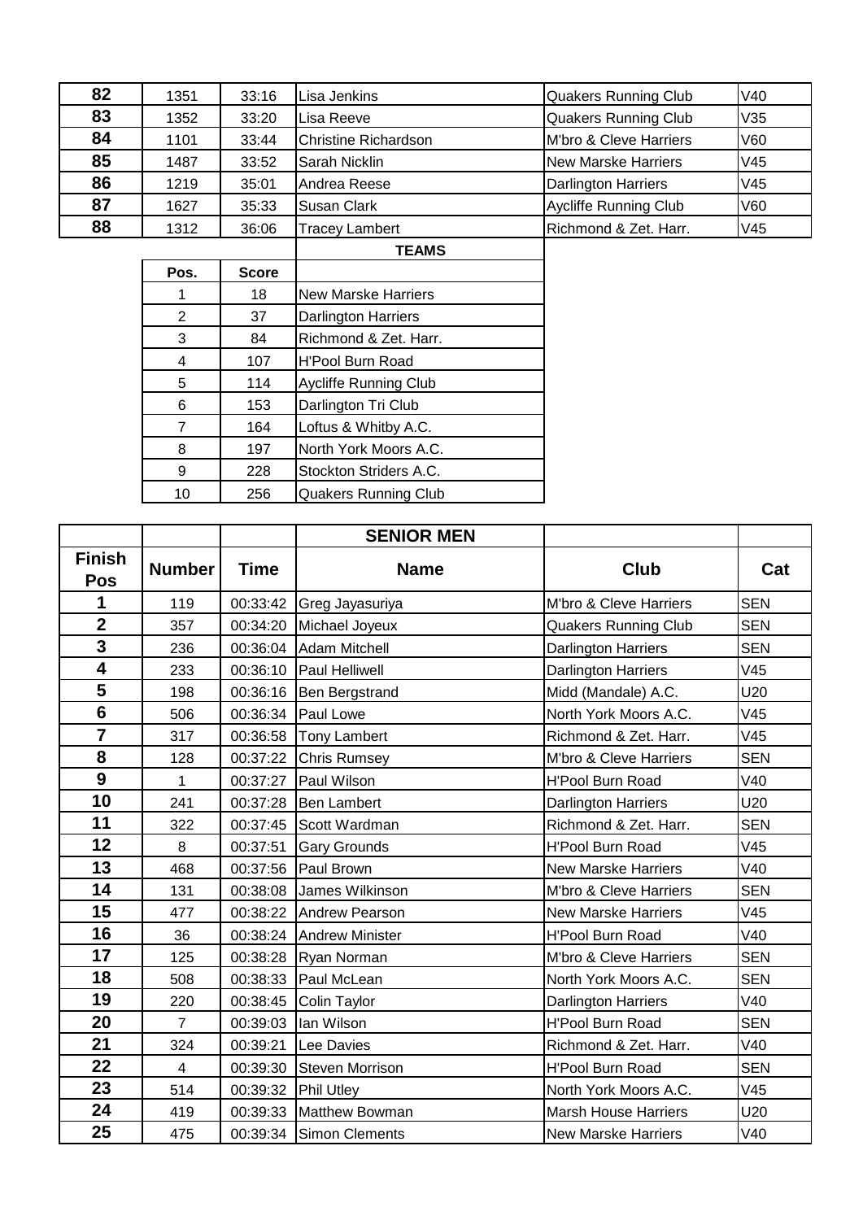| | | | | | |
|---|---|---|---|---|---|
| **82** | 1351 | 33:16 | Lisa Jenkins | Quakers Running Club | V40 |
| **83** | 1352 | 33:20 | Lisa Reeve | Quakers Running Club | V35 |
| **84** | 1101 | 33:44 | Christine Richardson | M'bro & Cleve Harriers | V60 |
| **85** | 1487 | 33:52 | Sarah Nicklin | New Marske Harriers | V45 |
| **86** | 1219 | 35:01 | Andrea Reese | Darlington Harriers | V45 |
| **87** | 1627 | 35:33 | Susan Clark | Aycliffe Running Club | V60 |
| **88** | 1312 | 36:06 | Tracey Lambert | Richmond & Zet. Harr. | V45 |

| | | **TEAMS** |
|---|---|---|
| **Pos.** | **Score** | |
| 1 | 18 | New Marske Harriers |
| 2 | 37 | Darlington Harriers |
| 3 | 84 | Richmond & Zet. Harr. |
| 4 | 107 | H'Pool Burn Road |
| 5 | 114 | Aycliffe Running Club |
| 6 | 153 | Darlington Tri Club |
| 7 | 164 | Loftus & Whitby A.C. |
| 8 | 197 | North York Moors A.C. |
| 9 | 228 | Stockton Striders A.C. |
| 10 | 256 | Quakers Running Club |

| | | | **SENIOR MEN** | | |
|---|---|---|---|---|---|
| **Finish Pos** | **Number** | **Time** | **Name** | **Club** | **Cat** |
| **1** | 119 | 00:33:42 | Greg Jayasuriya | M'bro & Cleve Harriers | SEN |
| **2** | 357 | 00:34:20 | Michael Joyeux | Quakers Running Club | SEN |
| **3** | 236 | 00:36:04 | Adam Mitchell | Darlington Harriers | SEN |
| **4** | 233 | 00:36:10 | Paul Helliwell | Darlington Harriers | V45 |
| **5** | 198 | 00:36:16 | Ben Bergstrand | Midd (Mandale) A.C. | U20 |
| **6** | 506 | 00:36:34 | Paul Lowe | North York Moors A.C. | V45 |
| **7** | 317 | 00:36:58 | Tony Lambert | Richmond & Zet. Harr. | V45 |
| **8** | 128 | 00:37:22 | Chris Rumsey | M'bro & Cleve Harriers | SEN |
| **9** | 1 | 00:37:27 | Paul Wilson | H'Pool Burn Road | V40 |
| **10** | 241 | 00:37:28 | Ben Lambert | Darlington Harriers | U20 |
| **11** | 322 | 00:37:45 | Scott Wardman | Richmond & Zet. Harr. | SEN |
| **12** | 8 | 00:37:51 | Gary Grounds | H'Pool Burn Road | V45 |
| **13** | 468 | 00:37:56 | Paul Brown | New Marske Harriers | V40 |
| **14** | 131 | 00:38:08 | James Wilkinson | M'bro & Cleve Harriers | SEN |
| **15** | 477 | 00:38:22 | Andrew Pearson | New Marske Harriers | V45 |
| **16** | 36 | 00:38:24 | Andrew Minister | H'Pool Burn Road | V40 |
| **17** | 125 | 00:38:28 | Ryan Norman | M'bro & Cleve Harriers | SEN |
| **18** | 508 | 00:38:33 | Paul McLean | North York Moors A.C. | SEN |
| **19** | 220 | 00:38:45 | Colin Taylor | Darlington Harriers | V40 |
| **20** | 7 | 00:39:03 | Ian Wilson | H'Pool Burn Road | SEN |
| **21** | 324 | 00:39:21 | Lee Davies | Richmond & Zet. Harr. | V40 |
| **22** | 4 | 00:39:30 | Steven Morrison | H'Pool Burn Road | SEN |
| **23** | 514 | 00:39:32 | Phil Utley | North York Moors A.C. | V45 |
| **24** | 419 | 00:39:33 | Matthew Bowman | Marsh House Harriers | U20 |
| **25** | 475 | 00:39:34 | Simon Clements | New Marske Harriers | V40 |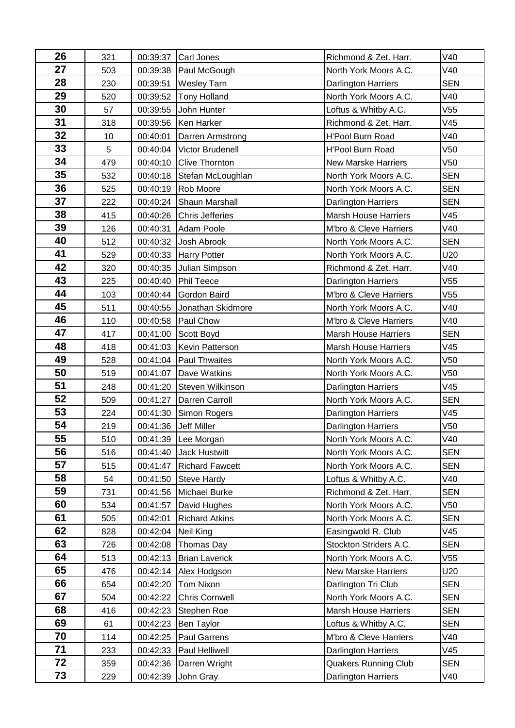| 26 | 321 | 00:39:37 | Carl Jones | Richmond & Zet. Harr. | V40 |
|---|---|---|---|---|---|
| 27 | 503 | 00:39:38 | Paul McGough | North York Moors A.C. | V40 |
| 28 | 230 | 00:39:51 | Wesley Tarn | Darlington Harriers | SEN |
| 29 | 520 | 00:39:52 | Tony Holland | North York Moors A.C. | V40 |
| 30 | 57 | 00:39:55 | John Hunter | Loftus & Whitby A.C. | V55 |
| 31 | 318 | 00:39:56 | Ken Harker | Richmond & Zet. Harr. | V45 |
| 32 | 10 | 00:40:01 | Darren Armstrong | H'Pool Burn Road | V40 |
| 33 | 5 | 00:40:04 | Victor Brudenell | H'Pool Burn Road | V50 |
| 34 | 479 | 00:40:10 | Clive Thornton | New Marske Harriers | V50 |
| 35 | 532 | 00:40:18 | Stefan McLoughlan | North York Moors A.C. | SEN |
| 36 | 525 | 00:40:19 | Rob Moore | North York Moors A.C. | SEN |
| 37 | 222 | 00:40:24 | Shaun Marshall | Darlington Harriers | SEN |
| 38 | 415 | 00:40:26 | Chris Jefferies | Marsh House Harriers | V45 |
| 39 | 126 | 00:40:31 | Adam Poole | M'bro & Cleve Harriers | V40 |
| 40 | 512 | 00:40:32 | Josh Abrook | North York Moors A.C. | SEN |
| 41 | 529 | 00:40:33 | Harry Potter | North York Moors A.C. | U20 |
| 42 | 320 | 00:40:35 | Julian Simpson | Richmond & Zet. Harr. | V40 |
| 43 | 225 | 00:40:40 | Phil Teece | Darlington Harriers | V55 |
| 44 | 103 | 00:40:44 | Gordon Baird | M'bro & Cleve Harriers | V55 |
| 45 | 511 | 00:40:55 | Jonathan Skidmore | North York Moors A.C. | V40 |
| 46 | 110 | 00:40:58 | Paul Chow | M'bro & Cleve Harriers | V40 |
| 47 | 417 | 00:41:00 | Scott Boyd | Marsh House Harriers | SEN |
| 48 | 418 | 00:41:03 | Kevin Patterson | Marsh House Harriers | V45 |
| 49 | 528 | 00:41:04 | Paul Thwaites | North York Moors A.C. | V50 |
| 50 | 519 | 00:41:07 | Dave Watkins | North York Moors A.C. | V50 |
| 51 | 248 | 00:41:20 | Steven Wilkinson | Darlington Harriers | V45 |
| 52 | 509 | 00:41:27 | Darren Carroll | North York Moors A.C. | SEN |
| 53 | 224 | 00:41:30 | Simon Rogers | Darlington Harriers | V45 |
| 54 | 219 | 00:41:36 | Jeff Miller | Darlington Harriers | V50 |
| 55 | 510 | 00:41:39 | Lee Morgan | North York Moors A.C. | V40 |
| 56 | 516 | 00:41:40 | Jack Hustwitt | North York Moors A.C. | SEN |
| 57 | 515 | 00:41:47 | Richard Fawcett | North York Moors A.C. | SEN |
| 58 | 54 | 00:41:50 | Steve Hardy | Loftus & Whitby A.C. | V40 |
| 59 | 731 | 00:41:56 | Michael Burke | Richmond & Zet. Harr. | SEN |
| 60 | 534 | 00:41:57 | David Hughes | North York Moors A.C. | V50 |
| 61 | 505 | 00:42:01 | Richard Atkins | North York Moors A.C. | SEN |
| 62 | 828 | 00:42:04 | Neil King | Easingwold R. Club | V45 |
| 63 | 726 | 00:42:08 | Thomas Day | Stockton Striders A.C. | SEN |
| 64 | 513 | 00:42:13 | Brian Laverick | North York Moors A.C. | V55 |
| 65 | 476 | 00:42:14 | Alex Hodgson | New Marske Harriers | U20 |
| 66 | 654 | 00:42:20 | Tom Nixon | Darlington Tri Club | SEN |
| 67 | 504 | 00:42:22 | Chris Cornwell | North York Moors A.C. | SEN |
| 68 | 416 | 00:42:23 | Stephen Roe | Marsh House Harriers | SEN |
| 69 | 61 | 00:42:23 | Ben Taylor | Loftus & Whitby A.C. | SEN |
| 70 | 114 | 00:42:25 | Paul Garrens | M'bro & Cleve Harriers | V40 |
| 71 | 233 | 00:42:33 | Paul Helliwell | Darlington Harriers | V45 |
| 72 | 359 | 00:42:36 | Darren Wright | Quakers Running Club | SEN |
| 73 | 229 | 00:42:39 | John Gray | Darlington Harriers | V40 |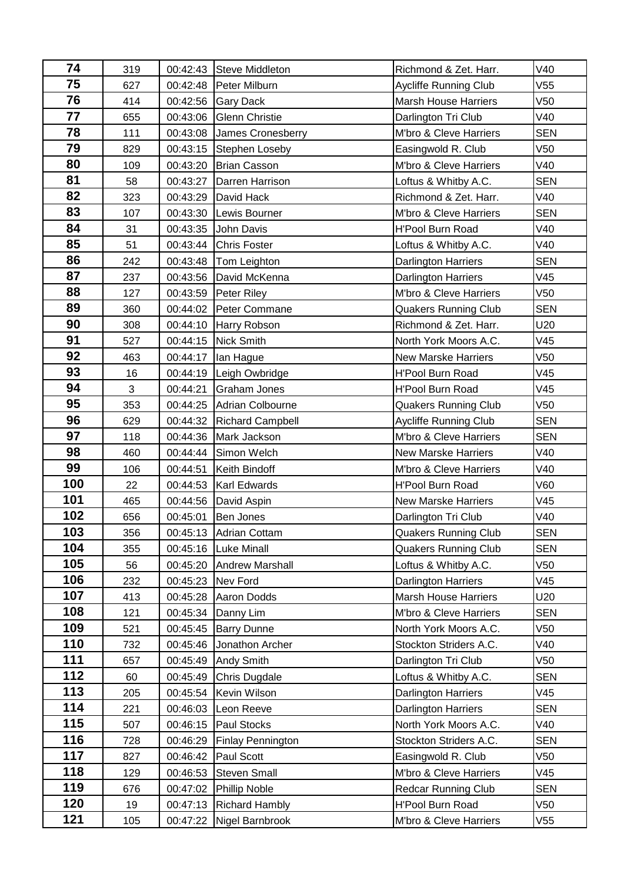| 74 | 319 | 00:42:43 | Steve Middleton | Richmond & Zet. Harr. | V40 |
|---|---|---|---|---|---|
| 75 | 627 | 00:42:48 | Peter Milburn | Aycliffe Running Club | V55 |
| 76 | 414 | 00:42:56 | Gary Dack | Marsh House Harriers | V50 |
| 77 | 655 | 00:43:06 | Glenn Christie | Darlington Tri Club | V40 |
| 78 | 111 | 00:43:08 | James Cronesberry | M'bro & Cleve Harriers | SEN |
| 79 | 829 | 00:43:15 | Stephen Loseby | Easingwold R. Club | V50 |
| 80 | 109 | 00:43:20 | Brian Casson | M'bro & Cleve Harriers | V40 |
| 81 | 58 | 00:43:27 | Darren Harrison | Loftus & Whitby A.C. | SEN |
| 82 | 323 | 00:43:29 | David Hack | Richmond & Zet. Harr. | V40 |
| 83 | 107 | 00:43:30 | Lewis Bourner | M'bro & Cleve Harriers | SEN |
| 84 | 31 | 00:43:35 | John Davis | H'Pool Burn Road | V40 |
| 85 | 51 | 00:43:44 | Chris Foster | Loftus & Whitby A.C. | V40 |
| 86 | 242 | 00:43:48 | Tom Leighton | Darlington Harriers | SEN |
| 87 | 237 | 00:43:56 | David McKenna | Darlington Harriers | V45 |
| 88 | 127 | 00:43:59 | Peter Riley | M'bro & Cleve Harriers | V50 |
| 89 | 360 | 00:44:02 | Peter Commane | Quakers Running Club | SEN |
| 90 | 308 | 00:44:10 | Harry Robson | Richmond & Zet. Harr. | U20 |
| 91 | 527 | 00:44:15 | Nick Smith | North York Moors A.C. | V45 |
| 92 | 463 | 00:44:17 | Ian Hague | New Marske Harriers | V50 |
| 93 | 16 | 00:44:19 | Leigh Owbridge | H'Pool Burn Road | V45 |
| 94 | 3 | 00:44:21 | Graham Jones | H'Pool Burn Road | V45 |
| 95 | 353 | 00:44:25 | Adrian Colbourne | Quakers Running Club | V50 |
| 96 | 629 | 00:44:32 | Richard Campbell | Aycliffe Running Club | SEN |
| 97 | 118 | 00:44:36 | Mark Jackson | M'bro & Cleve Harriers | SEN |
| 98 | 460 | 00:44:44 | Simon Welch | New Marske Harriers | V40 |
| 99 | 106 | 00:44:51 | Keith Bindoff | M'bro & Cleve Harriers | V40 |
| 100 | 22 | 00:44:53 | Karl Edwards | H'Pool Burn Road | V60 |
| 101 | 465 | 00:44:56 | David Aspin | New Marske Harriers | V45 |
| 102 | 656 | 00:45:01 | Ben Jones | Darlington Tri Club | V40 |
| 103 | 356 | 00:45:13 | Adrian Cottam | Quakers Running Club | SEN |
| 104 | 355 | 00:45:16 | Luke Minall | Quakers Running Club | SEN |
| 105 | 56 | 00:45:20 | Andrew Marshall | Loftus & Whitby A.C. | V50 |
| 106 | 232 | 00:45:23 | Nev Ford | Darlington Harriers | V45 |
| 107 | 413 | 00:45:28 | Aaron Dodds | Marsh House Harriers | U20 |
| 108 | 121 | 00:45:34 | Danny Lim | M'bro & Cleve Harriers | SEN |
| 109 | 521 | 00:45:45 | Barry Dunne | North York Moors A.C. | V50 |
| 110 | 732 | 00:45:46 | Jonathon Archer | Stockton Striders A.C. | V40 |
| 111 | 657 | 00:45:49 | Andy Smith | Darlington Tri Club | V50 |
| 112 | 60 | 00:45:49 | Chris Dugdale | Loftus & Whitby A.C. | SEN |
| 113 | 205 | 00:45:54 | Kevin Wilson | Darlington Harriers | V45 |
| 114 | 221 | 00:46:03 | Leon Reeve | Darlington Harriers | SEN |
| 115 | 507 | 00:46:15 | Paul Stocks | North York Moors A.C. | V40 |
| 116 | 728 | 00:46:29 | Finlay Pennington | Stockton Striders A.C. | SEN |
| 117 | 827 | 00:46:42 | Paul Scott | Easingwold R. Club | V50 |
| 118 | 129 | 00:46:53 | Steven Small | M'bro & Cleve Harriers | V45 |
| 119 | 676 | 00:47:02 | Phillip Noble | Redcar Running Club | SEN |
| 120 | 19 | 00:47:13 | Richard Hambly | H'Pool Burn Road | V50 |
| 121 | 105 | 00:47:22 | Nigel Barnbrook | M'bro & Cleve Harriers | V55 |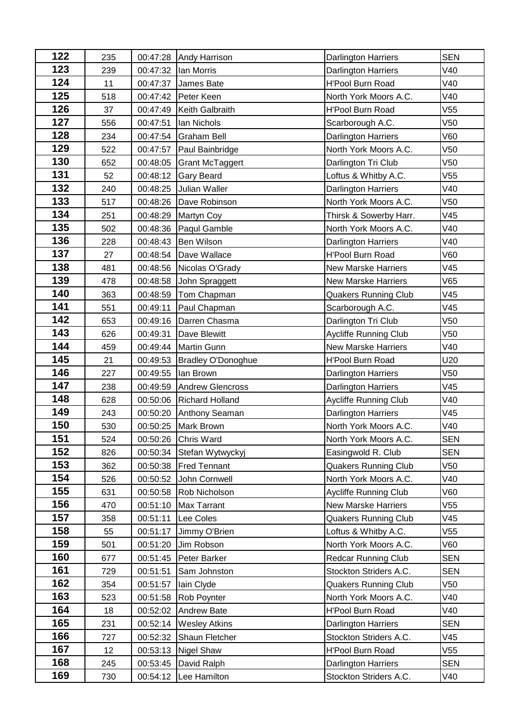| 122 | 235 | 00:47:28 | Andy Harrison | Darlington Harriers | SEN |
|---|---|---|---|---|---|
| 123 | 239 | 00:47:32 | Ian Morris | Darlington Harriers | V40 |
| 124 | 11 | 00:47:37 | James Bate | H'Pool Burn Road | V40 |
| 125 | 518 | 00:47:42 | Peter Keen | North York Moors A.C. | V40 |
| 126 | 37 | 00:47:49 | Keith Galbraith | H'Pool Burn Road | V55 |
| 127 | 556 | 00:47:51 | Ian Nichols | Scarborough A.C. | V50 |
| 128 | 234 | 00:47:54 | Graham Bell | Darlington Harriers | V60 |
| 129 | 522 | 00:47:57 | Paul Bainbridge | North York Moors A.C. | V50 |
| 130 | 652 | 00:48:05 | Grant McTaggert | Darlington Tri Club | V50 |
| 131 | 52 | 00:48:12 | Gary Beard | Loftus & Whitby A.C. | V55 |
| 132 | 240 | 00:48:25 | Julian Waller | Darlington Harriers | V40 |
| 133 | 517 | 00:48:26 | Dave Robinson | North York Moors A.C. | V50 |
| 134 | 251 | 00:48:29 | Martyn Coy | Thirsk & Sowerby Harr. | V45 |
| 135 | 502 | 00:48:36 | Paqul Gamble | North York Moors A.C. | V40 |
| 136 | 228 | 00:48:43 | Ben Wilson | Darlington Harriers | V40 |
| 137 | 27 | 00:48:54 | Dave Wallace | H'Pool Burn Road | V60 |
| 138 | 481 | 00:48:56 | Nicolas O'Grady | New Marske Harriers | V45 |
| 139 | 478 | 00:48:58 | John Spraggett | New Marske Harriers | V65 |
| 140 | 363 | 00:48:59 | Tom Chapman | Quakers Running Club | V45 |
| 141 | 551 | 00:49:11 | Paul Chapman | Scarborough A.C. | V45 |
| 142 | 653 | 00:49:16 | Darren Chasma | Darlington Tri Club | V50 |
| 143 | 626 | 00:49:31 | Dave Blewitt | Aycliffe Running Club | V50 |
| 144 | 459 | 00:49:44 | Martin Gunn | New Marske Harriers | V40 |
| 145 | 21 | 00:49:53 | Bradley O'Donoghue | H'Pool Burn Road | U20 |
| 146 | 227 | 00:49:55 | Ian Brown | Darlington Harriers | V50 |
| 147 | 238 | 00:49:59 | Andrew Glencross | Darlington Harriers | V45 |
| 148 | 628 | 00:50:06 | Richard Holland | Aycliffe Running Club | V40 |
| 149 | 243 | 00:50:20 | Anthony Seaman | Darlington Harriers | V45 |
| 150 | 530 | 00:50:25 | Mark Brown | North York Moors A.C. | V40 |
| 151 | 524 | 00:50:26 | Chris Ward | North York Moors A.C. | SEN |
| 152 | 826 | 00:50:34 | Stefan Wytwyckyj | Easingwold R. Club | SEN |
| 153 | 362 | 00:50:38 | Fred Tennant | Quakers Running Club | V50 |
| 154 | 526 | 00:50:52 | John Cornwell | North York Moors A.C. | V40 |
| 155 | 631 | 00:50:58 | Rob Nicholson | Aycliffe Running Club | V60 |
| 156 | 470 | 00:51:10 | Max Tarrant | New Marske Harriers | V55 |
| 157 | 358 | 00:51:11 | Lee Coles | Quakers Running Club | V45 |
| 158 | 55 | 00:51:17 | Jimmy O'Brien | Loftus & Whitby A.C. | V55 |
| 159 | 501 | 00:51:20 | Jim Robson | North York Moors A.C. | V60 |
| 160 | 677 | 00:51:45 | Peter Barker | Redcar Running Club | SEN |
| 161 | 729 | 00:51:51 | Sam Johnston | Stockton Striders A.C. | SEN |
| 162 | 354 | 00:51:57 | Iain Clyde | Quakers Running Club | V50 |
| 163 | 523 | 00:51:58 | Rob Poynter | North York Moors A.C. | V40 |
| 164 | 18 | 00:52:02 | Andrew Bate | H'Pool Burn Road | V40 |
| 165 | 231 | 00:52:14 | Wesley Atkins | Darlington Harriers | SEN |
| 166 | 727 | 00:52:32 | Shaun Fletcher | Stockton Striders A.C. | V45 |
| 167 | 12 | 00:53:13 | Nigel Shaw | H'Pool Burn Road | V55 |
| 168 | 245 | 00:53:45 | David Ralph | Darlington Harriers | SEN |
| 169 | 730 | 00:54:12 | Lee Hamilton | Stockton Striders A.C. | V40 |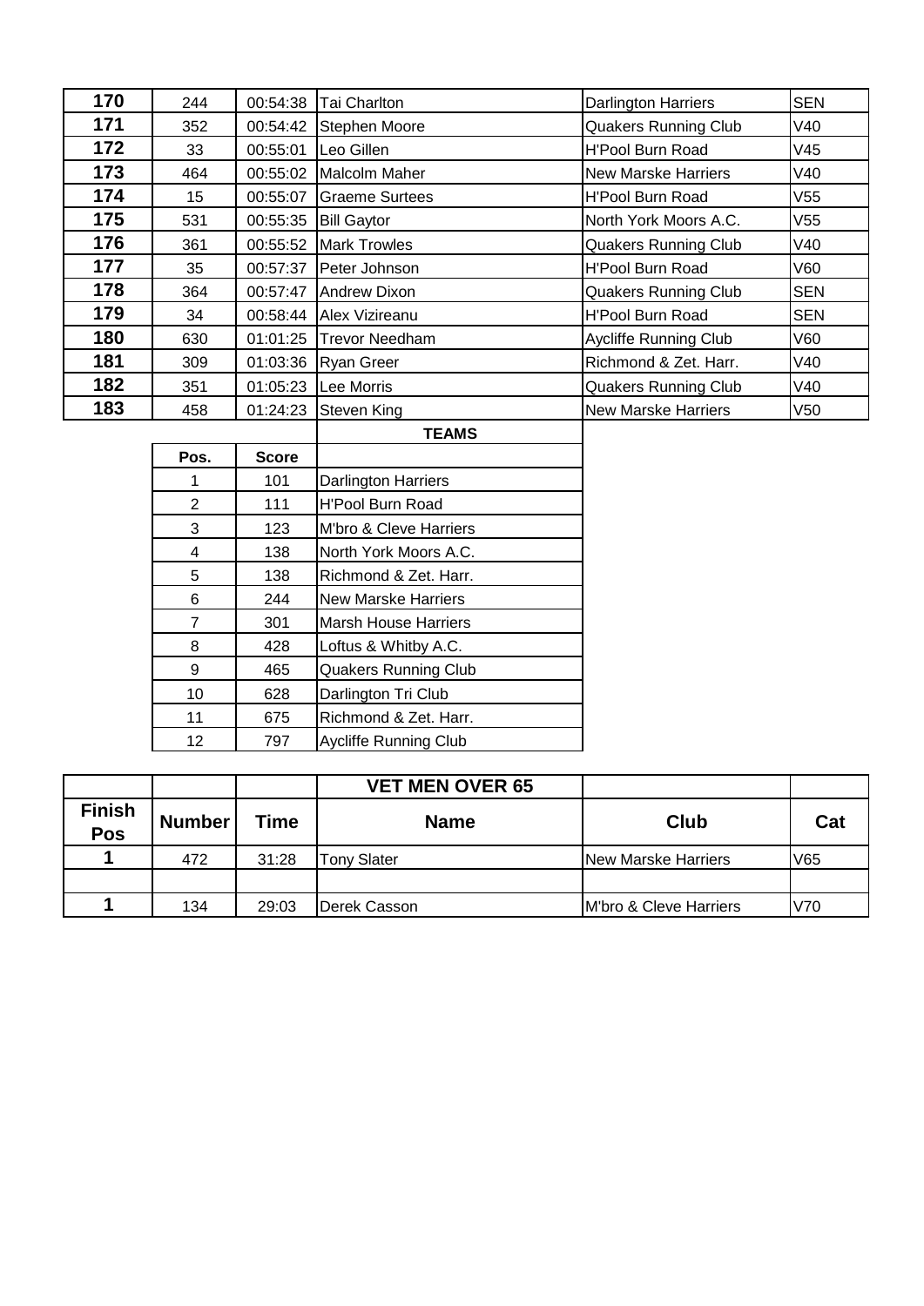| | | | | | |
|---|---|---|---|---|---|
| **170** | 244 | 00:54:38 | Tai Charlton | Darlington Harriers | SEN |
| **171** | 352 | 00:54:42 | Stephen Moore | Quakers Running Club | V40 |
| **172** | 33 | 00:55:01 | Leo Gillen | H'Pool Burn Road | V45 |
| **173** | 464 | 00:55:02 | Malcolm Maher | New Marske Harriers | V40 |
| **174** | 15 | 00:55:07 | Graeme Surtees | H'Pool Burn Road | V55 |
| **175** | 531 | 00:55:35 | Bill Gaytor | North York Moors A.C. | V55 |
| **176** | 361 | 00:55:52 | Mark Trowles | Quakers Running Club | V40 |
| **177** | 35 | 00:57:37 | Peter Johnson | H'Pool Burn Road | V60 |
| **178** | 364 | 00:57:47 | Andrew Dixon | Quakers Running Club | SEN |
| **179** | 34 | 00:58:44 | Alex Vizireanu | H'Pool Burn Road | SEN |
| **180** | 630 | 01:01:25 | Trevor Needham | Aycliffe Running Club | V60 |
| **181** | 309 | 01:03:36 | Ryan Greer | Richmond & Zet. Harr. | V40 |
| **182** | 351 | 01:05:23 | Lee Morris | Quakers Running Club | V40 |
| **183** | 458 | 01:24:23 | Steven King | New Marske Harriers | V50 |

| | | **TEAMS** |
|---|---|---|
| **Pos.** | **Score** | |
| 1 | 101 | Darlington Harriers |
| 2 | 111 | H'Pool Burn Road |
| 3 | 123 | M'bro & Cleve Harriers |
| 4 | 138 | North York Moors A.C. |
| 5 | 138 | Richmond & Zet. Harr. |
| 6 | 244 | New Marske Harriers |
| 7 | 301 | Marsh House Harriers |
| 8 | 428 | Loftus & Whitby A.C. |
| 9 | 465 | Quakers Running Club |
| 10 | 628 | Darlington Tri Club |
| 11 | 675 | Richmond & Zet. Harr. |
| 12 | 797 | Aycliffe Running Club |

| | | | **VET MEN OVER 65** | | |
|---|---|---|---|---|---|
| **Finish Pos** | **Number** | **Time** | **Name** | **Club** | **Cat** |
| **1** | 472 | 31:28 | Tony Slater | New Marske Harriers | V65 |
| | | | | | |
| **1** | 134 | 29:03 | Derek Casson | M'bro & Cleve Harriers | V70 |